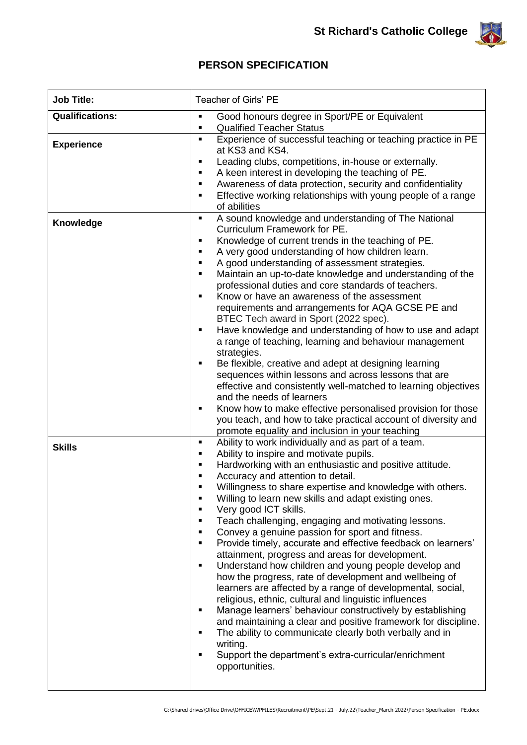**St Richard's Catholic College**

## PERSON SPECIFICATION

| **Job Title:** | Teacher of Girls' PE |
|---|---|
| **Qualifications:** | ▪ Good honours degree in Sport/PE or Equivalent<br>▪ Qualified Teacher Status |
| **Experience** | ▪ Experience of successful teaching or teaching practice in PE at KS3 and KS4.<br>▪ Leading clubs, competitions, in-house or externally.<br>▪ A keen interest in developing the teaching of PE.<br>▪ Awareness of data protection, security and confidentiality<br>▪ Effective working relationships with young people of a range of abilities |
| **Knowledge** | ▪ A sound knowledge and understanding of The National Curriculum Framework for PE.<br>▪ Knowledge of current trends in the teaching of PE.<br>▪ A very good understanding of how children learn.<br>▪ A good understanding of assessment strategies.<br>▪ Maintain an up-to-date knowledge and understanding of the professional duties and core standards of teachers.<br>▪ Know or have an awareness of the assessment requirements and arrangements for AQA GCSE PE and BTEC Tech award in Sport (2022 spec).<br>▪ Have knowledge and understanding of how to use and adapt a range of teaching, learning and behaviour management strategies.<br>▪ Be flexible, creative and adept at designing learning sequences within lessons and across lessons that are effective and consistently well-matched to learning objectives and the needs of learners<br>▪ Know how to make effective personalised provision for those you teach, and how to take practical account of diversity and promote equality and inclusion in your teaching |
| **Skills** | ▪ Ability to work individually and as part of a team.<br>▪ Ability to inspire and motivate pupils.<br>▪ Hardworking with an enthusiastic and positive attitude.<br>▪ Accuracy and attention to detail.<br>▪ Willingness to share expertise and knowledge with others.<br>▪ Willing to learn new skills and adapt existing ones.<br>▪ Very good ICT skills.<br>▪ Teach challenging, engaging and motivating lessons.<br>▪ Convey a genuine passion for sport and fitness.<br>▪ Provide timely, accurate and effective feedback on learners' attainment, progress and areas for development.<br>▪ Understand how children and young people develop and how the progress, rate of development and wellbeing of learners are affected by a range of developmental, social, religious, ethnic, cultural and linguistic influences<br>▪ Manage learners' behaviour constructively by establishing and maintaining a clear and positive framework for discipline.<br>▪ The ability to communicate clearly both verbally and in writing.<br>▪ Support the department's extra-curricular/enrichment opportunities. |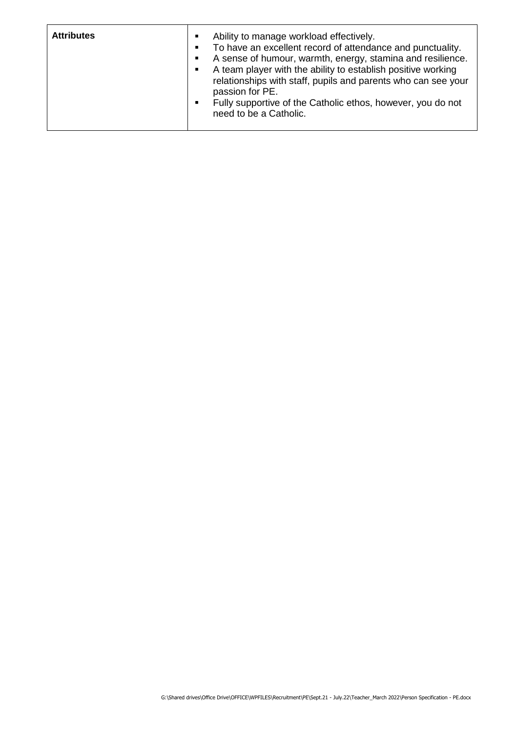| | |
|---|---|
| **Attributes** | ▪ Ability to manage workload effectively.<br>▪ To have an excellent record of attendance and punctuality.<br>▪ A sense of humour, warmth, energy, stamina and resilience.<br>▪ A team player with the ability to establish positive working relationships with staff, pupils and parents who can see your passion for PE.<br>▪ Fully supportive of the Catholic ethos, however, you do not need to be a Catholic. |